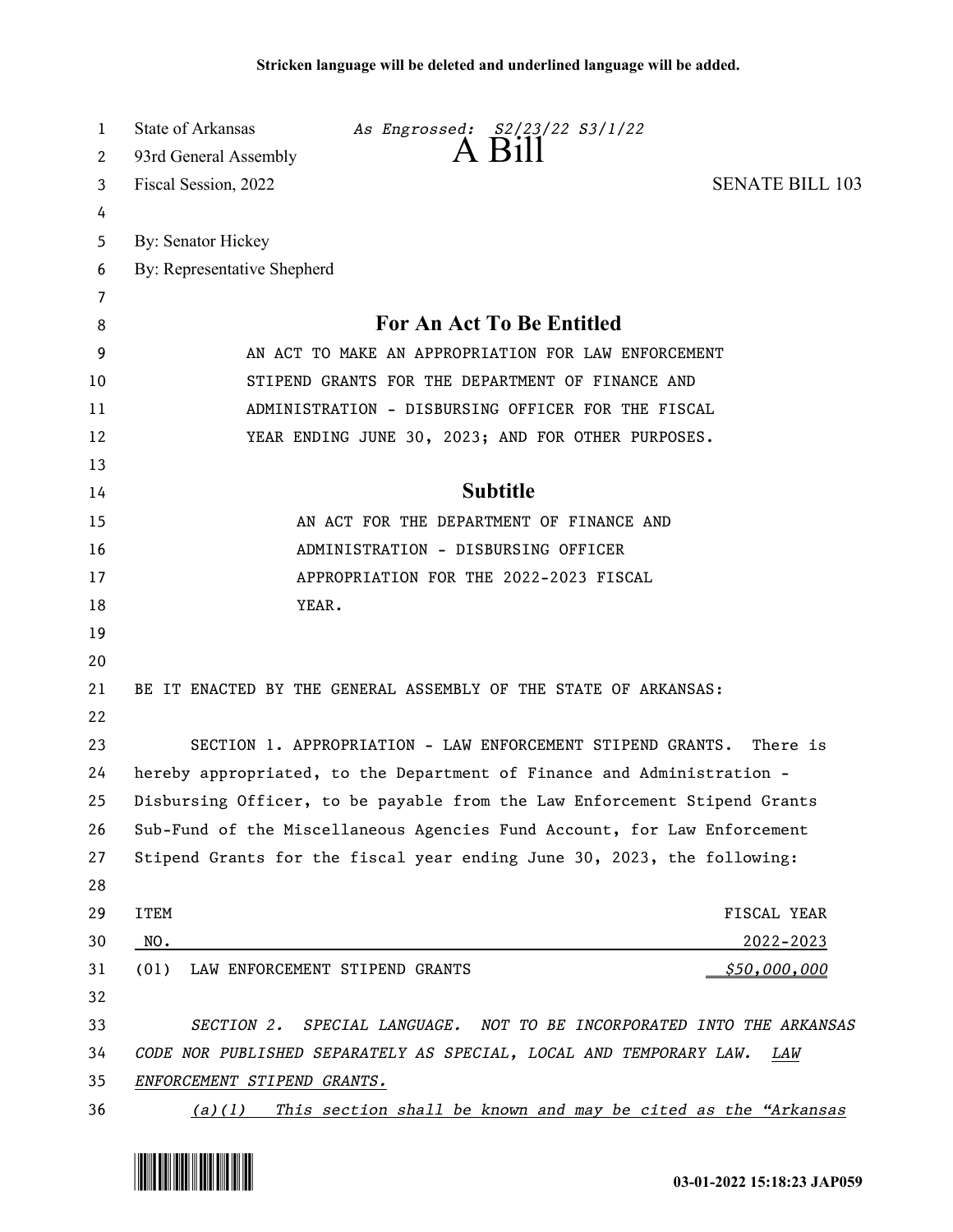Stricken language will be deleted and underlined language will be added.

State of Arkansas *As Engrossed: S2/23/22 S3/1/22*
93rd General Assembly
# A Bill
Fiscal Session, 2022 **SENATE BILL 103**

By: Senator Hickey
By: Representative Shepherd

## For An Act To Be Entitled

AN ACT TO MAKE AN APPROPRIATION FOR LAW ENFORCEMENT STIPEND GRANTS FOR THE DEPARTMENT OF FINANCE AND ADMINISTRATION - DISBURSING OFFICER FOR THE FISCAL YEAR ENDING JUNE 30, 2023; AND FOR OTHER PURPOSES.

## Subtitle

AN ACT FOR THE DEPARTMENT OF FINANCE AND ADMINISTRATION - DISBURSING OFFICER APPROPRIATION FOR THE 2022-2023 FISCAL YEAR.

BE IT ENACTED BY THE GENERAL ASSEMBLY OF THE STATE OF ARKANSAS:

SECTION 1. APPROPRIATION - LAW ENFORCEMENT STIPEND GRANTS. There is hereby appropriated, to the Department of Finance and Administration - Disbursing Officer, to be payable from the Law Enforcement Stipend Grants Sub-Fund of the Miscellaneous Agencies Fund Account, for Law Enforcement Stipend Grants for the fiscal year ending June 30, 2023, the following:

| ITEM NO. | | FISCAL YEAR 2022-2023 |
|---|---|---|
| (01) | LAW ENFORCEMENT STIPEND GRANTS | *$50,000,000* |

*SECTION 2. SPECIAL LANGUAGE. NOT TO BE INCORPORATED INTO THE ARKANSAS CODE NOR PUBLISHED SEPARATELY AS SPECIAL, LOCAL AND TEMPORARY LAW. LAW ENFORCEMENT STIPEND GRANTS.*

*(a)(1) This section shall be known and may be cited as the "Arkansas*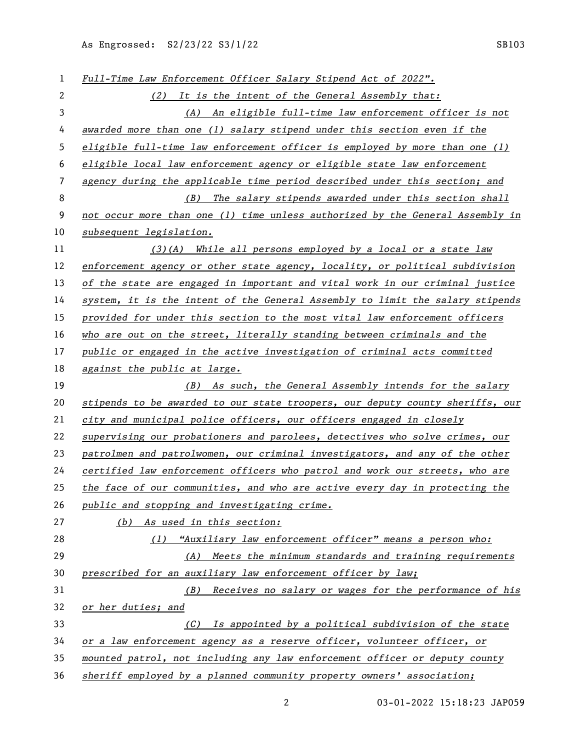*Full-Time Law Enforcement Officer Salary Stipend Act of 2022".*

*(2) It is the intent of the General Assembly that:*

*(A) An eligible full-time law enforcement officer is not awarded more than one (1) salary stipend under this section even if the eligible full-time law enforcement officer is employed by more than one (1) eligible local law enforcement agency or eligible state law enforcement agency during the applicable time period described under this section; and*

*(B) The salary stipends awarded under this section shall not occur more than one (1) time unless authorized by the General Assembly in subsequent legislation.*

*(3)(A) While all persons employed by a local or a state law enforcement agency or other state agency, locality, or political subdivision of the state are engaged in important and vital work in our criminal justice system, it is the intent of the General Assembly to limit the salary stipends provided for under this section to the most vital law enforcement officers who are out on the street, literally standing between criminals and the public or engaged in the active investigation of criminal acts committed against the public at large.*

*(B) As such, the General Assembly intends for the salary stipends to be awarded to our state troopers, our deputy county sheriffs, our city and municipal police officers, our officers engaged in closely supervising our probationers and parolees, detectives who solve crimes, our patrolmen and patrolwomen, our criminal investigators, and any of the other certified law enforcement officers who patrol and work our streets, who are the face of our communities, and who are active every day in protecting the public and stopping and investigating crime.*

*(b) As used in this section:*

*(1) "Auxiliary law enforcement officer" means a person who:*

*(A) Meets the minimum standards and training requirements prescribed for an auxiliary law enforcement officer by law;*

*(B) Receives no salary or wages for the performance of his or her duties; and*

*(C) Is appointed by a political subdivision of the state or a law enforcement agency as a reserve officer, volunteer officer, or mounted patrol, not including any law enforcement officer or deputy county sheriff employed by a planned community property owners' association;*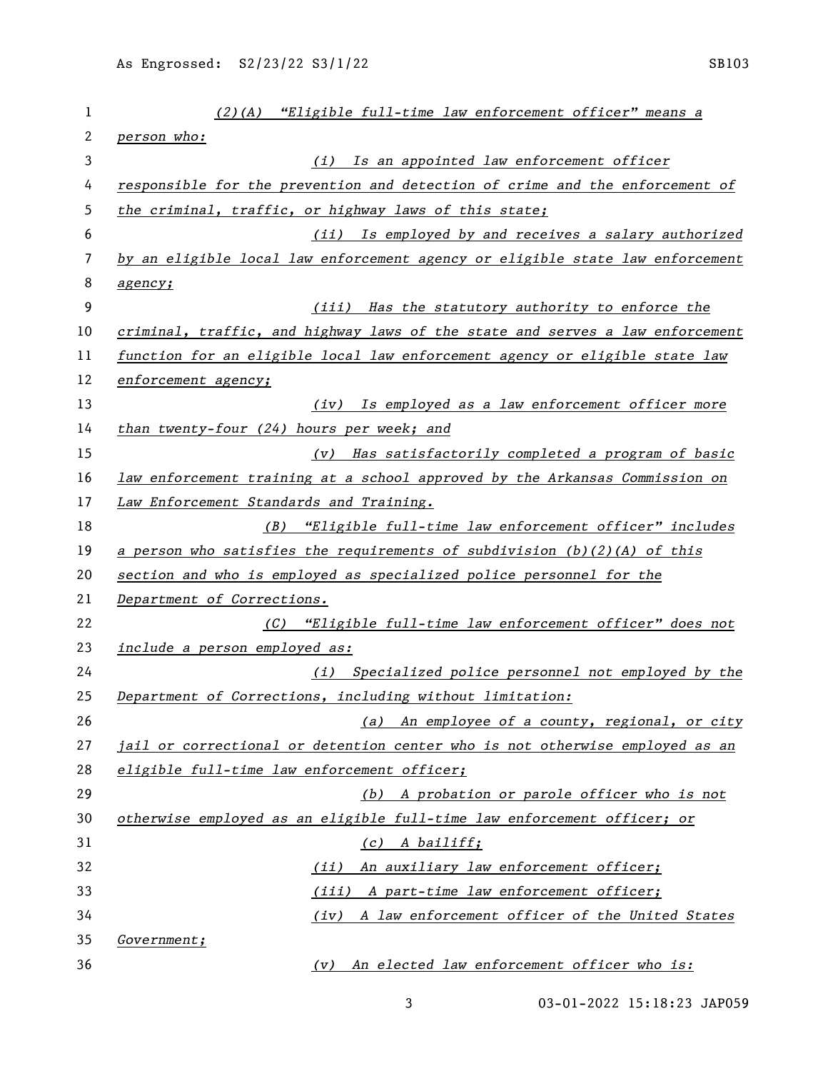*(2)(A) "Eligible full-time law enforcement officer" means a person who:*

*(i) Is an appointed law enforcement officer responsible for the prevention and detection of crime and the enforcement of the criminal, traffic, or highway laws of this state;*

*(ii) Is employed by and receives a salary authorized by an eligible local law enforcement agency or eligible state law enforcement agency;*

*(iii) Has the statutory authority to enforce the criminal, traffic, and highway laws of the state and serves a law enforcement function for an eligible local law enforcement agency or eligible state law enforcement agency;*

*(iv) Is employed as a law enforcement officer more than twenty-four (24) hours per week; and*

*(v) Has satisfactorily completed a program of basic law enforcement training at a school approved by the Arkansas Commission on Law Enforcement Standards and Training.*

*(B) "Eligible full-time law enforcement officer" includes a person who satisfies the requirements of subdivision (b)(2)(A) of this section and who is employed as specialized police personnel for the Department of Corrections.*

*(C) "Eligible full-time law enforcement officer" does not include a person employed as:*

*(i) Specialized police personnel not employed by the Department of Corrections, including without limitation:*

*(a) An employee of a county, regional, or city jail or correctional or detention center who is not otherwise employed as an eligible full-time law enforcement officer;*

*(b) A probation or parole officer who is not otherwise employed as an eligible full-time law enforcement officer; or*

*(c) A bailiff;*

*(ii) An auxiliary law enforcement officer;*

*(iii) A part-time law enforcement officer;*

*(iv) A law enforcement officer of the United States Government;*

*(v) An elected law enforcement officer who is:*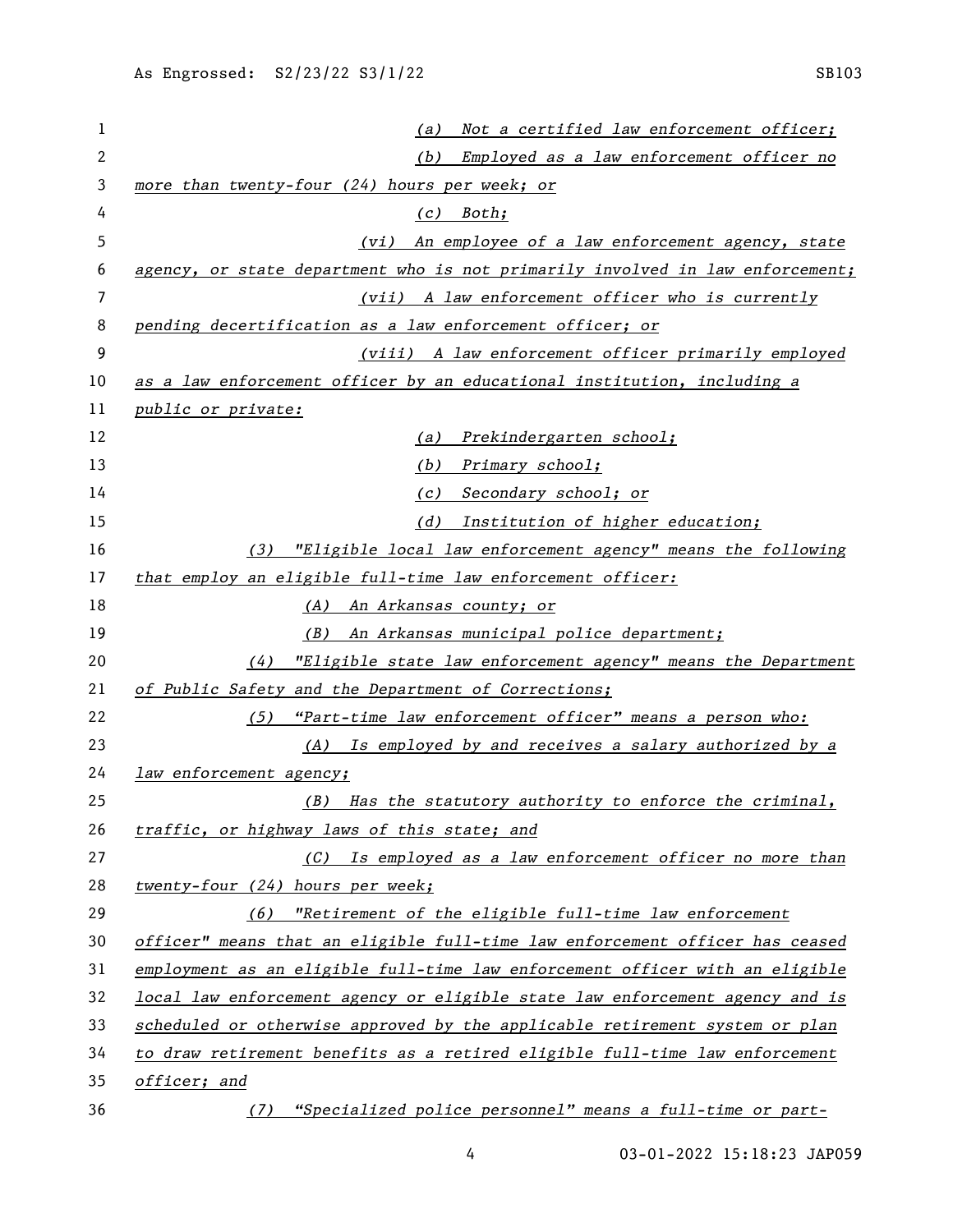*(a) Not a certified law enforcement officer;*

*(b) Employed as a law enforcement officer no more than twenty-four (24) hours per week; or*

*(c) Both;*

*(vi) An employee of a law enforcement agency, state agency, or state department who is not primarily involved in law enforcement;*

*(vii) A law enforcement officer who is currently pending decertification as a law enforcement officer; or*

*(viii) A law enforcement officer primarily employed as a law enforcement officer by an educational institution, including a public or private:*

*(a) Prekindergarten school;*

*(b) Primary school;*

*(c) Secondary school; or*

*(d) Institution of higher education;*

*(3) "Eligible local law enforcement agency" means the following that employ an eligible full-time law enforcement officer:*

*(A) An Arkansas county; or*

*(B) An Arkansas municipal police department;*

*(4) "Eligible state law enforcement agency" means the Department of Public Safety and the Department of Corrections;*

*(5) "Part-time law enforcement officer" means a person who:*

*(A) Is employed by and receives a salary authorized by a law enforcement agency;*

*(B) Has the statutory authority to enforce the criminal, traffic, or highway laws of this state; and*

*(C) Is employed as a law enforcement officer no more than twenty-four (24) hours per week;*

*(6) "Retirement of the eligible full-time law enforcement officer" means that an eligible full-time law enforcement officer has ceased employment as an eligible full-time law enforcement officer with an eligible local law enforcement agency or eligible state law enforcement agency and is scheduled or otherwise approved by the applicable retirement system or plan to draw retirement benefits as a retired eligible full-time law enforcement officer; and*

*(7) "Specialized police personnel" means a full-time or part-*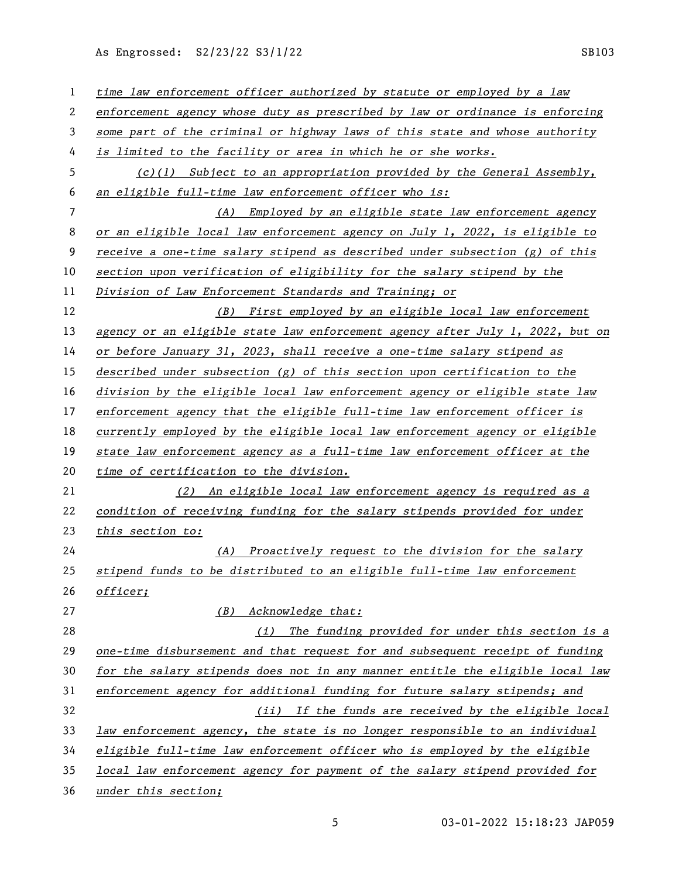*time law enforcement officer authorized by statute or employed by a law enforcement agency whose duty as prescribed by law or ordinance is enforcing some part of the criminal or highway laws of this state and whose authority is limited to the facility or area in which he or she works.*

*(c)(1) Subject to an appropriation provided by the General Assembly, an eligible full-time law enforcement officer who is:*

*(A) Employed by an eligible state law enforcement agency or an eligible local law enforcement agency on July 1, 2022, is eligible to receive a one-time salary stipend as described under subsection (g) of this section upon verification of eligibility for the salary stipend by the Division of Law Enforcement Standards and Training; or*

*(B) First employed by an eligible local law enforcement agency or an eligible state law enforcement agency after July 1, 2022, but on or before January 31, 2023, shall receive a one-time salary stipend as described under subsection (g) of this section upon certification to the division by the eligible local law enforcement agency or eligible state law enforcement agency that the eligible full-time law enforcement officer is currently employed by the eligible local law enforcement agency or eligible state law enforcement agency as a full-time law enforcement officer at the time of certification to the division.*

*(2) An eligible local law enforcement agency is required as a condition of receiving funding for the salary stipends provided for under this section to:*

*(A) Proactively request to the division for the salary stipend funds to be distributed to an eligible full-time law enforcement officer;*

*(B) Acknowledge that:*

*(i) The funding provided for under this section is a one-time disbursement and that request for and subsequent receipt of funding for the salary stipends does not in any manner entitle the eligible local law enforcement agency for additional funding for future salary stipends; and*

*(ii) If the funds are received by the eligible local law enforcement agency, the state is no longer responsible to an individual eligible full-time law enforcement officer who is employed by the eligible local law enforcement agency for payment of the salary stipend provided for under this section;*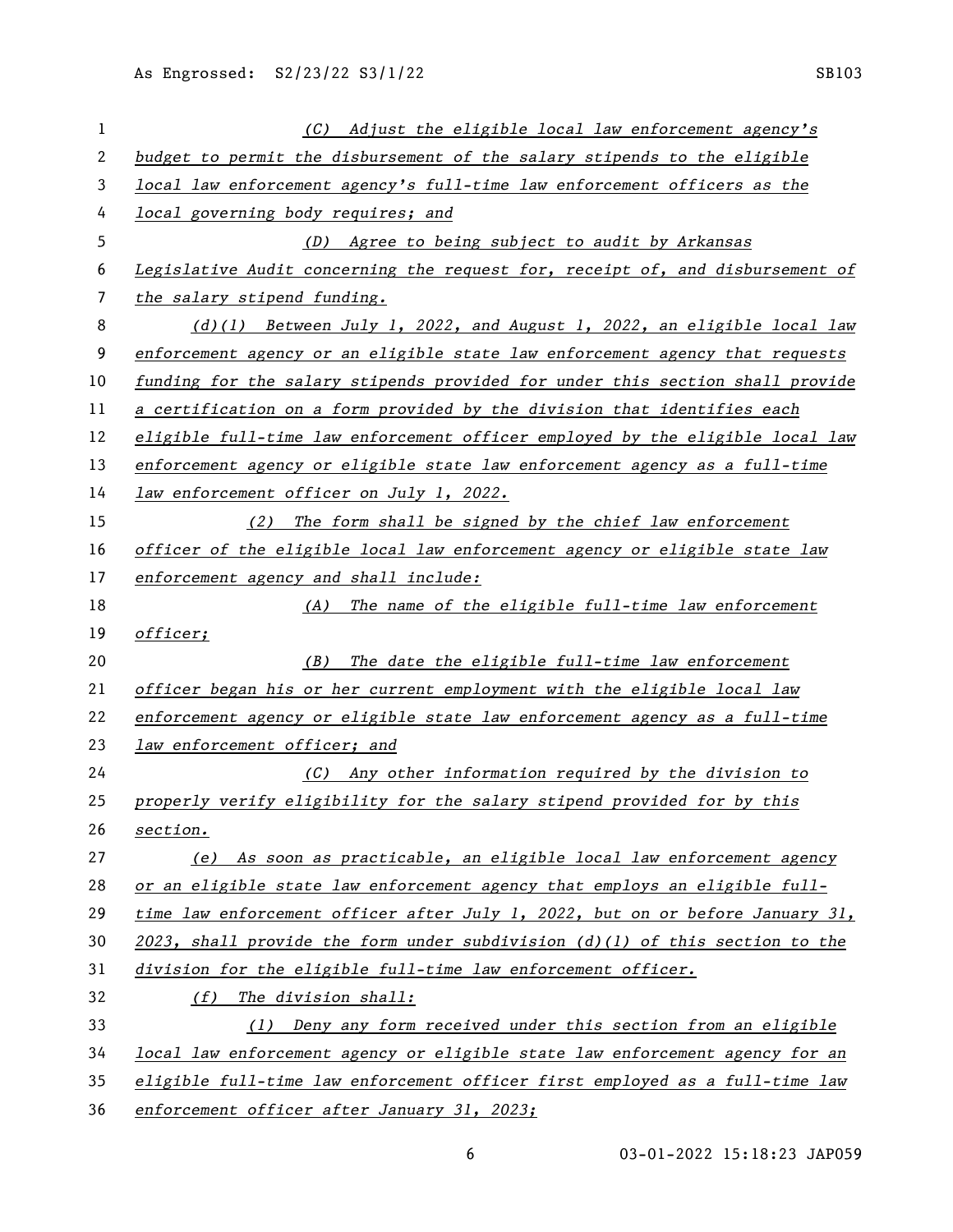(C) Adjust the eligible local law enforcement agency's budget to permit the disbursement of the salary stipends to the eligible local law enforcement agency's full-time law enforcement officers as the local governing body requires; and

(D) Agree to being subject to audit by Arkansas Legislative Audit concerning the request for, receipt of, and disbursement of the salary stipend funding.

(d)(1) Between July 1, 2022, and August 1, 2022, an eligible local law enforcement agency or an eligible state law enforcement agency that requests funding for the salary stipends provided for under this section shall provide a certification on a form provided by the division that identifies each eligible full-time law enforcement officer employed by the eligible local law enforcement agency or eligible state law enforcement agency as a full-time law enforcement officer on July 1, 2022.

(2) The form shall be signed by the chief law enforcement officer of the eligible local law enforcement agency or eligible state law enforcement agency and shall include:

(A) The name of the eligible full-time law enforcement officer;

(B) The date the eligible full-time law enforcement officer began his or her current employment with the eligible local law enforcement agency or eligible state law enforcement agency as a full-time law enforcement officer; and

(C) Any other information required by the division to properly verify eligibility for the salary stipend provided for by this section.

(e) As soon as practicable, an eligible local law enforcement agency or an eligible state law enforcement agency that employs an eligible full-time law enforcement officer after July 1, 2022, but on or before January 31, 2023, shall provide the form under subdivision (d)(1) of this section to the division for the eligible full-time law enforcement officer.

(f) The division shall:

(1) Deny any form received under this section from an eligible local law enforcement agency or eligible state law enforcement agency for an eligible full-time law enforcement officer first employed as a full-time law enforcement officer after January 31, 2023;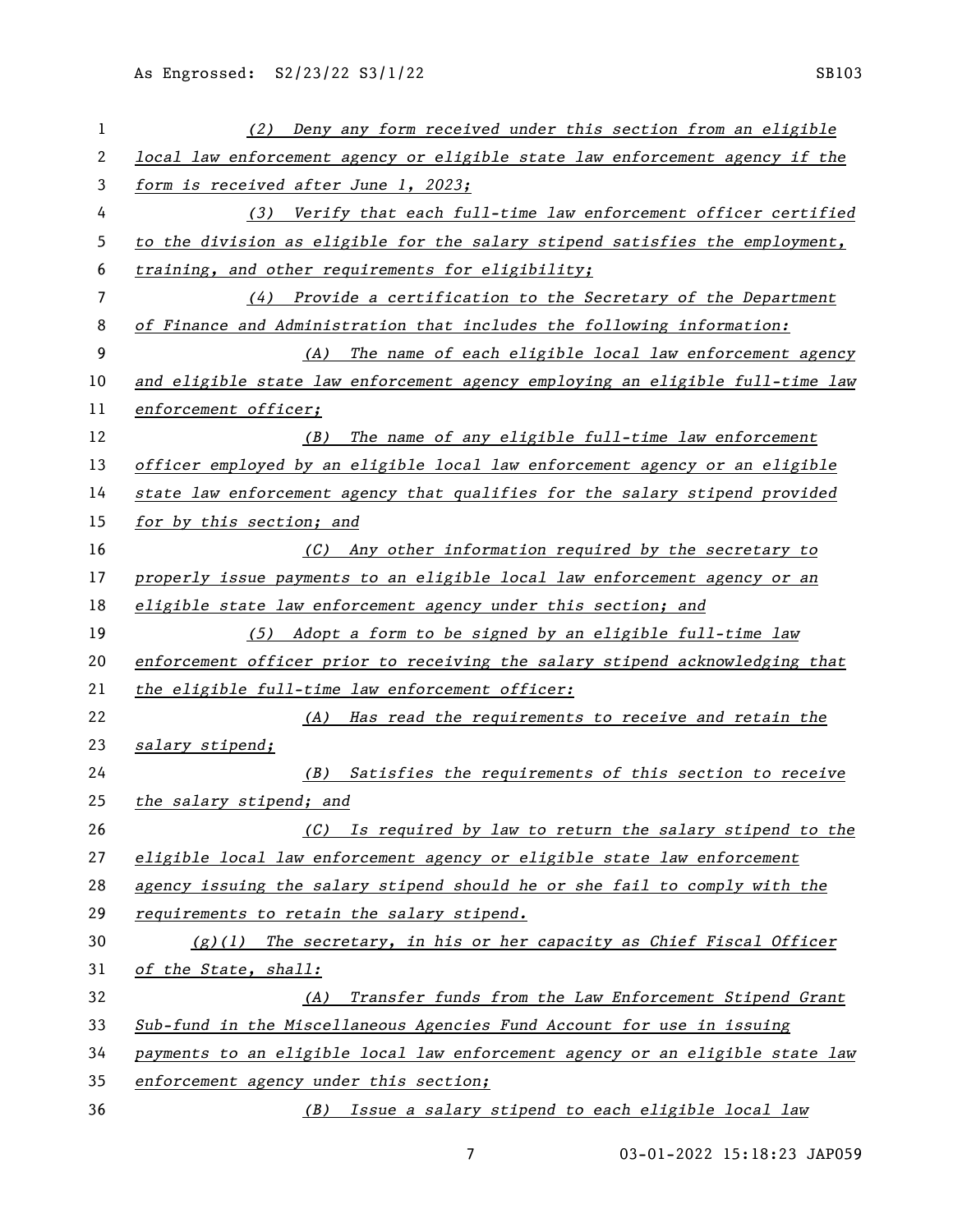*(2) Deny any form received under this section from an eligible local law enforcement agency or eligible state law enforcement agency if the form is received after June 1, 2023;*

*(3) Verify that each full-time law enforcement officer certified to the division as eligible for the salary stipend satisfies the employment, training, and other requirements for eligibility;*

*(4) Provide a certification to the Secretary of the Department of Finance and Administration that includes the following information:*

*(A) The name of each eligible local law enforcement agency and eligible state law enforcement agency employing an eligible full-time law enforcement officer;*

*(B) The name of any eligible full-time law enforcement officer employed by an eligible local law enforcement agency or an eligible state law enforcement agency that qualifies for the salary stipend provided for by this section; and*

*(C) Any other information required by the secretary to properly issue payments to an eligible local law enforcement agency or an eligible state law enforcement agency under this section; and*

*(5) Adopt a form to be signed by an eligible full-time law enforcement officer prior to receiving the salary stipend acknowledging that the eligible full-time law enforcement officer:*

*(A) Has read the requirements to receive and retain the salary stipend;*

*(B) Satisfies the requirements of this section to receive the salary stipend; and*

*(C) Is required by law to return the salary stipend to the eligible local law enforcement agency or eligible state law enforcement agency issuing the salary stipend should he or she fail to comply with the requirements to retain the salary stipend.*

*(g)(1) The secretary, in his or her capacity as Chief Fiscal Officer of the State, shall:*

*(A) Transfer funds from the Law Enforcement Stipend Grant Sub-fund in the Miscellaneous Agencies Fund Account for use in issuing payments to an eligible local law enforcement agency or an eligible state law enforcement agency under this section;*

*(B) Issue a salary stipend to each eligible local law*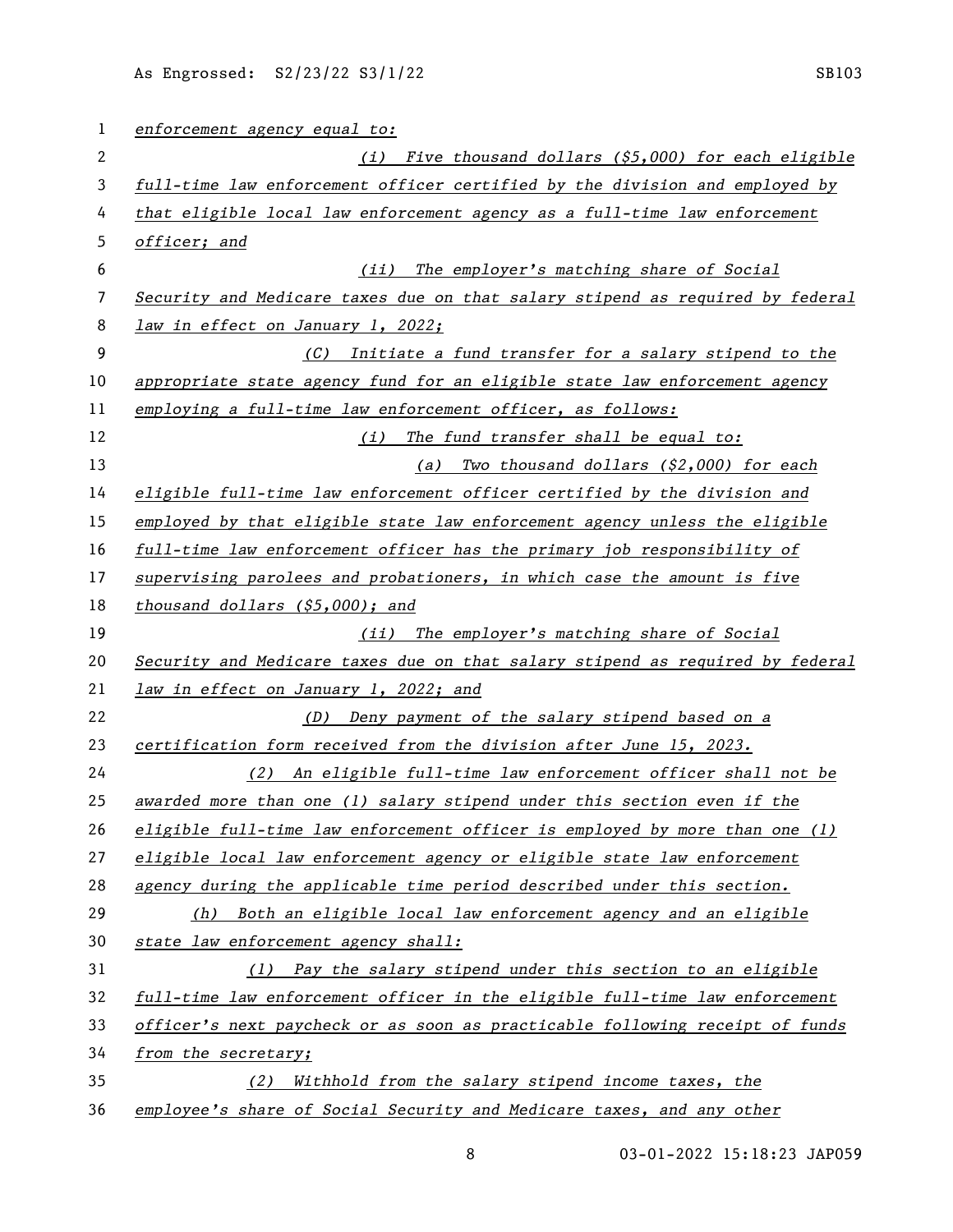*enforcement agency equal to:*

*(i) Five thousand dollars ($5,000) for each eligible full-time law enforcement officer certified by the division and employed by that eligible local law enforcement agency as a full-time law enforcement officer; and*

*(ii) The employer's matching share of Social Security and Medicare taxes due on that salary stipend as required by federal law in effect on January 1, 2022;*

*(C) Initiate a fund transfer for a salary stipend to the appropriate state agency fund for an eligible state law enforcement agency employing a full-time law enforcement officer, as follows:*

*(i) The fund transfer shall be equal to:*

*(a) Two thousand dollars ($2,000) for each eligible full-time law enforcement officer certified by the division and employed by that eligible state law enforcement agency unless the eligible full-time law enforcement officer has the primary job responsibility of supervising parolees and probationers, in which case the amount is five thousand dollars ($5,000); and*

*(ii) The employer's matching share of Social Security and Medicare taxes due on that salary stipend as required by federal law in effect on January 1, 2022; and*

*(D) Deny payment of the salary stipend based on a certification form received from the division after June 15, 2023.*

*(2) An eligible full-time law enforcement officer shall not be awarded more than one (1) salary stipend under this section even if the eligible full-time law enforcement officer is employed by more than one (1) eligible local law enforcement agency or eligible state law enforcement agency during the applicable time period described under this section.*

*(h) Both an eligible local law enforcement agency and an eligible state law enforcement agency shall:*

*(1) Pay the salary stipend under this section to an eligible full-time law enforcement officer in the eligible full-time law enforcement officer's next paycheck or as soon as practicable following receipt of funds from the secretary;*

*(2) Withhold from the salary stipend income taxes, the employee's share of Social Security and Medicare taxes, and any other*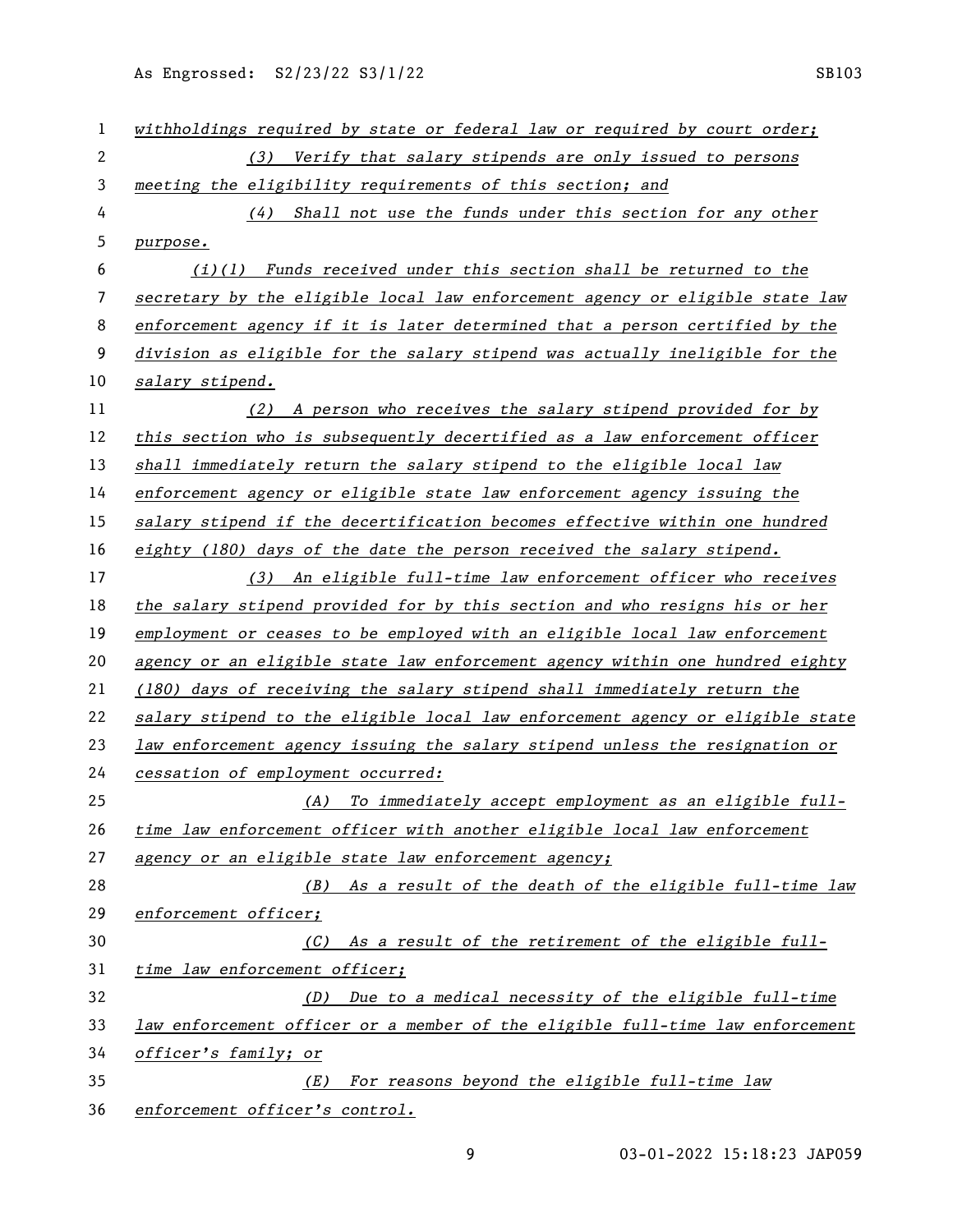*withholdings required by state or federal law or required by court order;*

*(3) Verify that salary stipends are only issued to persons meeting the eligibility requirements of this section; and*

*(4) Shall not use the funds under this section for any other purpose.*

*(i)(1) Funds received under this section shall be returned to the secretary by the eligible local law enforcement agency or eligible state law enforcement agency if it is later determined that a person certified by the division as eligible for the salary stipend was actually ineligible for the salary stipend.*

*(2) A person who receives the salary stipend provided for by this section who is subsequently decertified as a law enforcement officer shall immediately return the salary stipend to the eligible local law enforcement agency or eligible state law enforcement agency issuing the salary stipend if the decertification becomes effective within one hundred eighty (180) days of the date the person received the salary stipend.*

*(3) An eligible full-time law enforcement officer who receives the salary stipend provided for by this section and who resigns his or her employment or ceases to be employed with an eligible local law enforcement agency or an eligible state law enforcement agency within one hundred eighty (180) days of receiving the salary stipend shall immediately return the salary stipend to the eligible local law enforcement agency or eligible state law enforcement agency issuing the salary stipend unless the resignation or cessation of employment occurred:*

*(A) To immediately accept employment as an eligible full-time law enforcement officer with another eligible local law enforcement agency or an eligible state law enforcement agency;*

*(B) As a result of the death of the eligible full-time law enforcement officer;*

*(C) As a result of the retirement of the eligible full-time law enforcement officer;*

*(D) Due to a medical necessity of the eligible full-time law enforcement officer or a member of the eligible full-time law enforcement officer's family; or*

*(E) For reasons beyond the eligible full-time law enforcement officer's control.*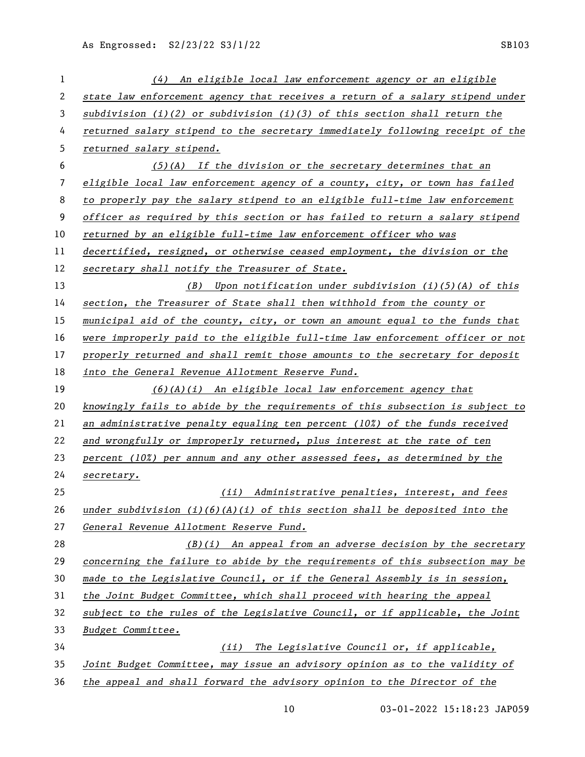*(4) An eligible local law enforcement agency or an eligible state law enforcement agency that receives a return of a salary stipend under subdivision (i)(2) or subdivision (i)(3) of this section shall return the returned salary stipend to the secretary immediately following receipt of the returned salary stipend.*

*(5)(A) If the division or the secretary determines that an eligible local law enforcement agency of a county, city, or town has failed to properly pay the salary stipend to an eligible full-time law enforcement officer as required by this section or has failed to return a salary stipend returned by an eligible full-time law enforcement officer who was decertified, resigned, or otherwise ceased employment, the division or the secretary shall notify the Treasurer of State.*

*(B) Upon notification under subdivision (i)(5)(A) of this section, the Treasurer of State shall then withhold from the county or municipal aid of the county, city, or town an amount equal to the funds that were improperly paid to the eligible full-time law enforcement officer or not properly returned and shall remit those amounts to the secretary for deposit into the General Revenue Allotment Reserve Fund.*

*(6)(A)(i) An eligible local law enforcement agency that knowingly fails to abide by the requirements of this subsection is subject to an administrative penalty equaling ten percent (10%) of the funds received and wrongfully or improperly returned, plus interest at the rate of ten percent (10%) per annum and any other assessed fees, as determined by the secretary.*

*(ii) Administrative penalties, interest, and fees under subdivision (i)(6)(A)(i) of this section shall be deposited into the General Revenue Allotment Reserve Fund.*

*(B)(i) An appeal from an adverse decision by the secretary concerning the failure to abide by the requirements of this subsection may be made to the Legislative Council, or if the General Assembly is in session, the Joint Budget Committee, which shall proceed with hearing the appeal subject to the rules of the Legislative Council, or if applicable, the Joint Budget Committee.*

*(ii) The Legislative Council or, if applicable, Joint Budget Committee, may issue an advisory opinion as to the validity of the appeal and shall forward the advisory opinion to the Director of the*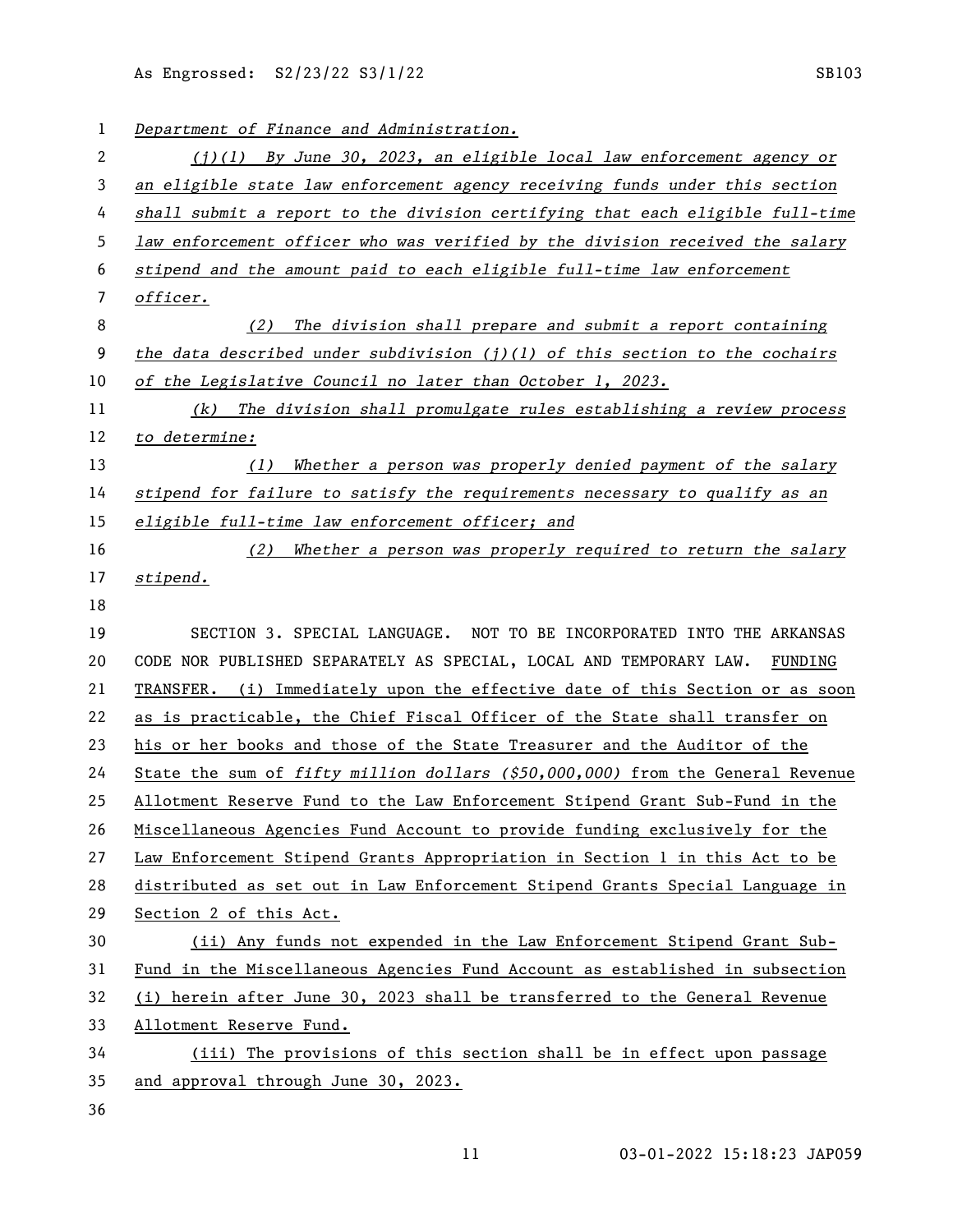*Department of Finance and Administration.*

*(j)(1) By June 30, 2023, an eligible local law enforcement agency or an eligible state law enforcement agency receiving funds under this section shall submit a report to the division certifying that each eligible full-time law enforcement officer who was verified by the division received the salary stipend and the amount paid to each eligible full-time law enforcement officer.*

*(2) The division shall prepare and submit a report containing the data described under subdivision (j)(1) of this section to the cochairs of the Legislative Council no later than October 1, 2023.*

*(k) The division shall promulgate rules establishing a review process to determine:*

*(1) Whether a person was properly denied payment of the salary stipend for failure to satisfy the requirements necessary to qualify as an eligible full-time law enforcement officer; and*

*(2) Whether a person was properly required to return the salary stipend.*

SECTION 3. SPECIAL LANGUAGE. NOT TO BE INCORPORATED INTO THE ARKANSAS CODE NOR PUBLISHED SEPARATELY AS SPECIAL, LOCAL AND TEMPORARY LAW. FUNDING TRANSFER. (i) Immediately upon the effective date of this Section or as soon as is practicable, the Chief Fiscal Officer of the State shall transfer on his or her books and those of the State Treasurer and the Auditor of the State the sum of *fifty million dollars ($50,000,000)* from the General Revenue Allotment Reserve Fund to the Law Enforcement Stipend Grant Sub-Fund in the Miscellaneous Agencies Fund Account to provide funding exclusively for the Law Enforcement Stipend Grants Appropriation in Section 1 in this Act to be distributed as set out in Law Enforcement Stipend Grants Special Language in Section 2 of this Act.

(ii) Any funds not expended in the Law Enforcement Stipend Grant Sub-Fund in the Miscellaneous Agencies Fund Account as established in subsection (i) herein after June 30, 2023 shall be transferred to the General Revenue Allotment Reserve Fund.

(iii) The provisions of this section shall be in effect upon passage and approval through June 30, 2023.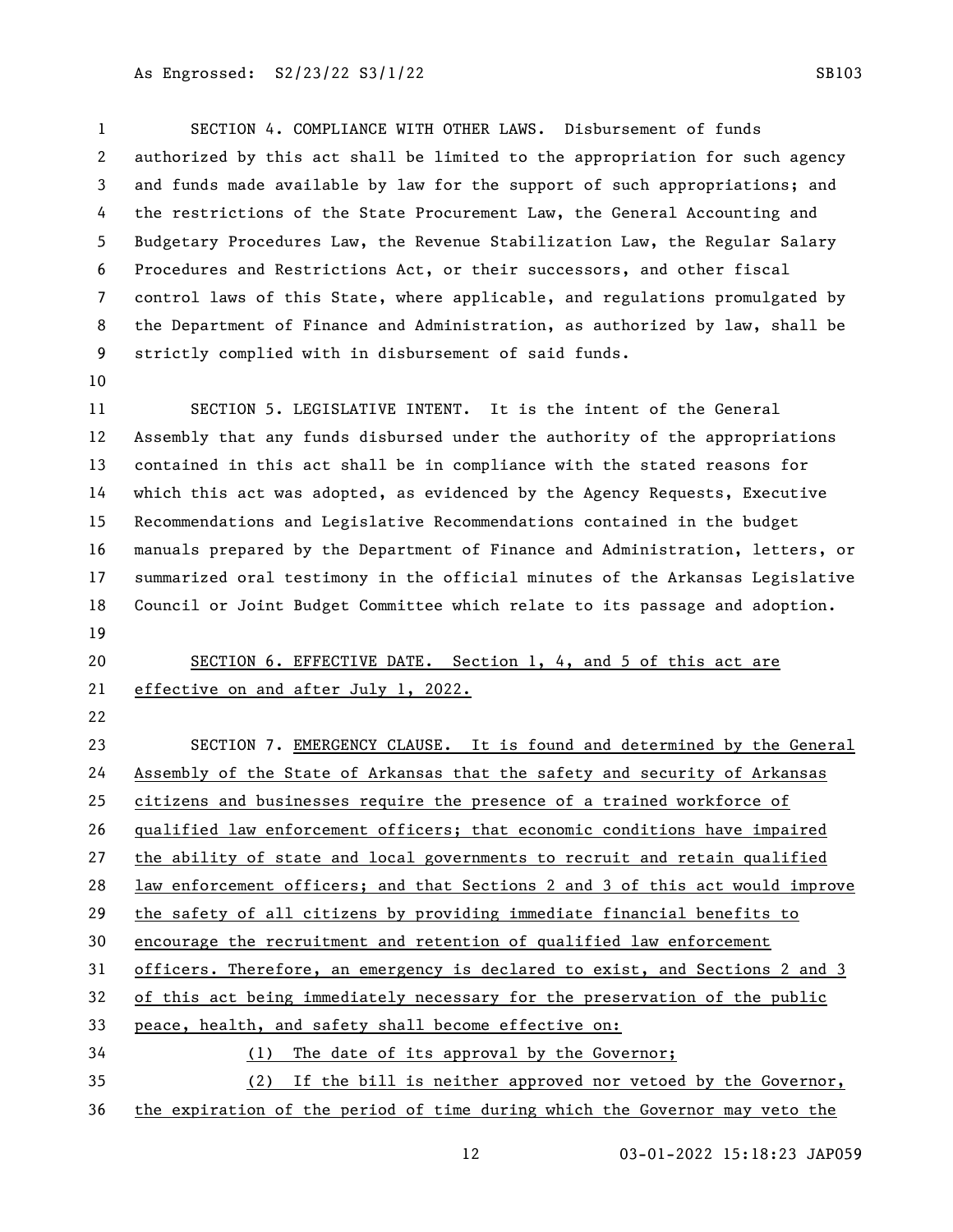SECTION 4. COMPLIANCE WITH OTHER LAWS. Disbursement of funds authorized by this act shall be limited to the appropriation for such agency and funds made available by law for the support of such appropriations; and the restrictions of the State Procurement Law, the General Accounting and Budgetary Procedures Law, the Revenue Stabilization Law, the Regular Salary Procedures and Restrictions Act, or their successors, and other fiscal control laws of this State, where applicable, and regulations promulgated by the Department of Finance and Administration, as authorized by law, shall be strictly complied with in disbursement of said funds.

SECTION 5. LEGISLATIVE INTENT. It is the intent of the General Assembly that any funds disbursed under the authority of the appropriations contained in this act shall be in compliance with the stated reasons for which this act was adopted, as evidenced by the Agency Requests, Executive Recommendations and Legislative Recommendations contained in the budget manuals prepared by the Department of Finance and Administration, letters, or summarized oral testimony in the official minutes of the Arkansas Legislative Council or Joint Budget Committee which relate to its passage and adoption.

SECTION 6. EFFECTIVE DATE. Section 1, 4, and 5 of this act are effective on and after July 1, 2022.

SECTION 7. EMERGENCY CLAUSE. It is found and determined by the General Assembly of the State of Arkansas that the safety and security of Arkansas citizens and businesses require the presence of a trained workforce of qualified law enforcement officers; that economic conditions have impaired the ability of state and local governments to recruit and retain qualified law enforcement officers; and that Sections 2 and 3 of this act would improve the safety of all citizens by providing immediate financial benefits to encourage the recruitment and retention of qualified law enforcement officers. Therefore, an emergency is declared to exist, and Sections 2 and 3 of this act being immediately necessary for the preservation of the public peace, health, and safety shall become effective on:

(1) The date of its approval by the Governor;

(2) If the bill is neither approved nor vetoed by the Governor, the expiration of the period of time during which the Governor may veto the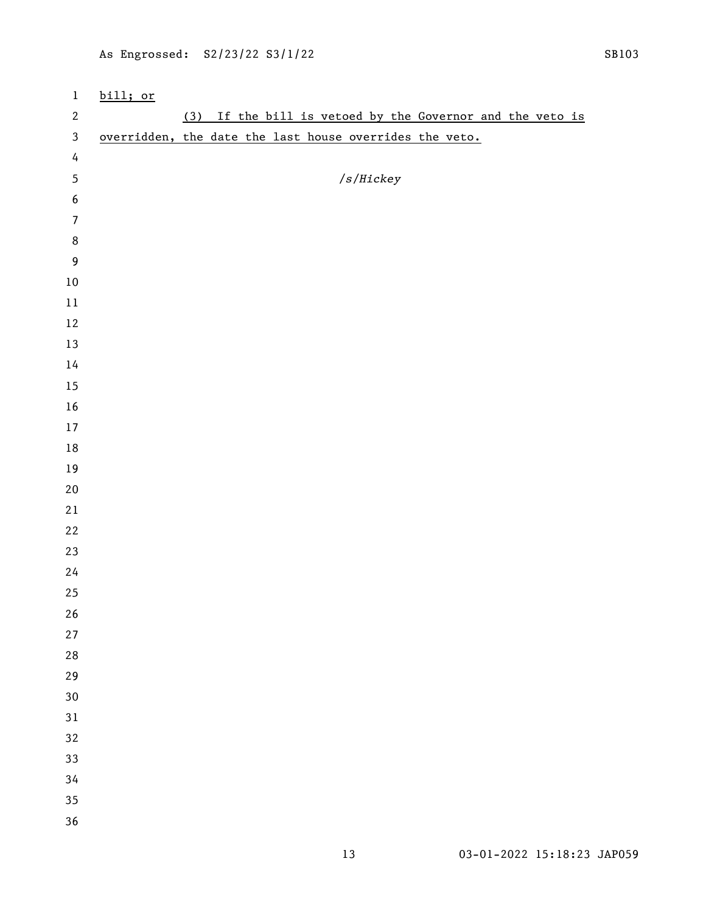bill; or

(3) If the bill is vetoed by the Governor and the veto is overridden, the date the last house overrides the veto.

*/s/Hickey*